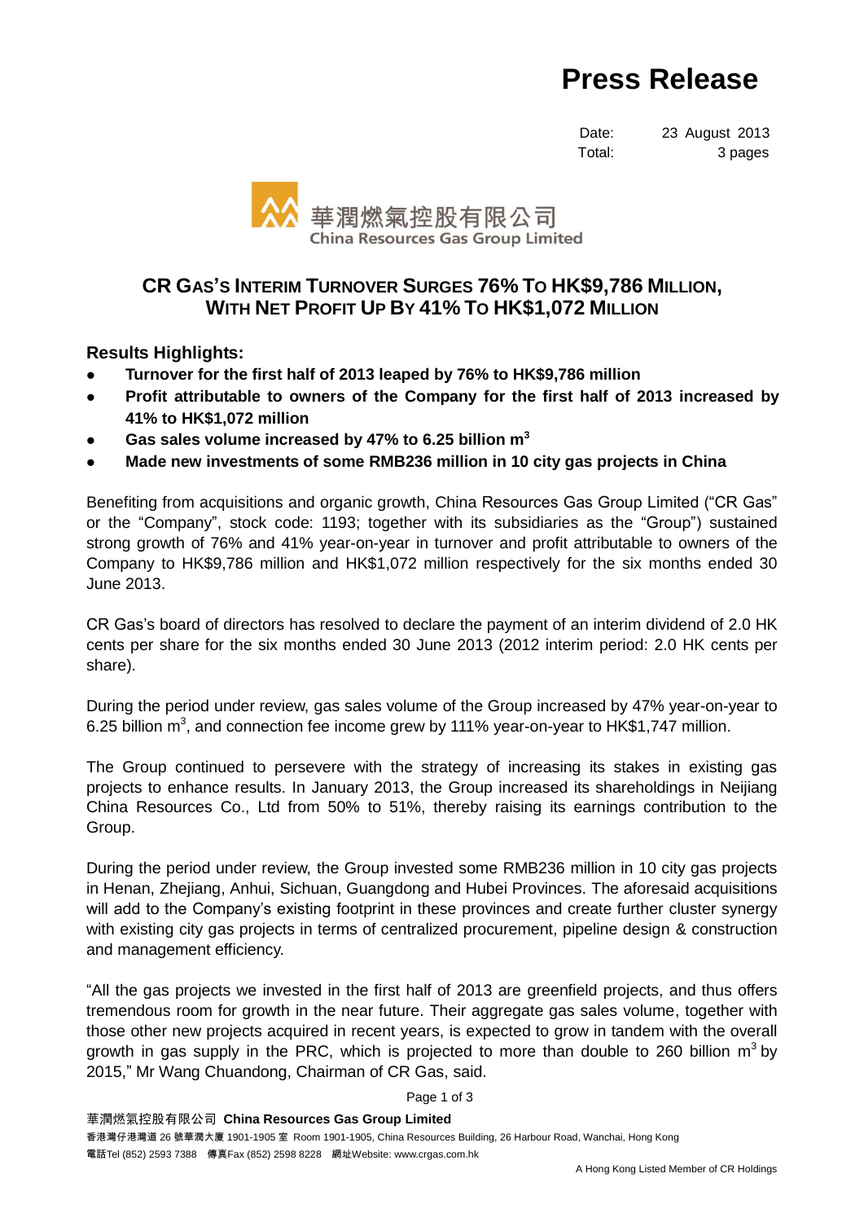# Press Release

Date: 23 August 2013
Total: 3 pages

華潤燃氣控股有限公司
China Resources Gas Group Limited

## CR GAS'S INTERIM TURNOVER SURGES 76% TO HK$9,786 MILLION, WITH NET PROFIT UP BY 41% TO HK$1,072 MILLION

**Results Highlights:**

- **Turnover for the first half of 2013 leaped by 76% to HK$9,786 million**
- **Profit attributable to owners of the Company for the first half of 2013 increased by 41% to HK$1,072 million**
- **Gas sales volume increased by 47% to 6.25 billion $m^3$**
- **Made new investments of some RMB236 million in 10 city gas projects in China**

Benefiting from acquisitions and organic growth, China Resources Gas Group Limited ("CR Gas" or the "Company", stock code: 1193; together with its subsidiaries as the "Group") sustained strong growth of 76% and 41% year-on-year in turnover and profit attributable to owners of the Company to HK$9,786 million and HK$1,072 million respectively for the six months ended 30 June 2013.

CR Gas's board of directors has resolved to declare the payment of an interim dividend of 2.0 HK cents per share for the six months ended 30 June 2013 (2012 interim period: 2.0 HK cents per share).

During the period under review, gas sales volume of the Group increased by 47% year-on-year to 6.25 billion $m^3$, and connection fee income grew by 111% year-on-year to HK$1,747 million.

The Group continued to persevere with the strategy of increasing its stakes in existing gas projects to enhance results. In January 2013, the Group increased its shareholdings in Neijiang China Resources Co., Ltd from 50% to 51%, thereby raising its earnings contribution to the Group.

During the period under review, the Group invested some RMB236 million in 10 city gas projects in Henan, Zhejiang, Anhui, Sichuan, Guangdong and Hubei Provinces. The aforesaid acquisitions will add to the Company's existing footprint in these provinces and create further cluster synergy with existing city gas projects in terms of centralized procurement, pipeline design & construction and management efficiency.

"All the gas projects we invested in the first half of 2013 are greenfield projects, and thus offers tremendous room for growth in the near future. Their aggregate gas sales volume, together with those other new projects acquired in recent years, is expected to grow in tandem with the overall growth in gas supply in the PRC, which is projected to more than double to 260 billion $m^3$ by 2015," Mr Wang Chuandong, Chairman of CR Gas, said.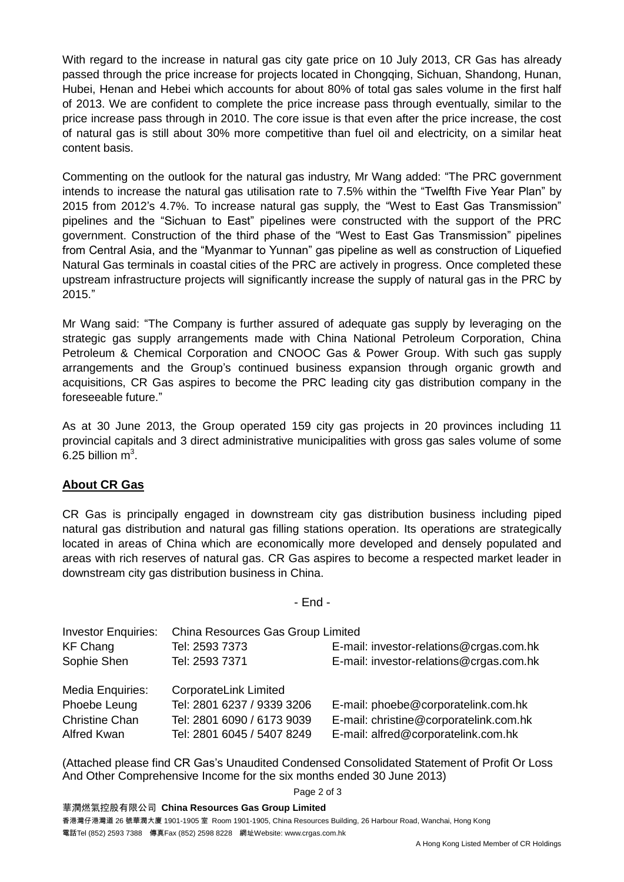With regard to the increase in natural gas city gate price on 10 July 2013, CR Gas has already passed through the price increase for projects located in Chongqing, Sichuan, Shandong, Hunan, Hubei, Henan and Hebei which accounts for about 80% of total gas sales volume in the first half of 2013. We are confident to complete the price increase pass through eventually, similar to the price increase pass through in 2010. The core issue is that even after the price increase, the cost of natural gas is still about 30% more competitive than fuel oil and electricity, on a similar heat content basis.

Commenting on the outlook for the natural gas industry, Mr Wang added: "The PRC government intends to increase the natural gas utilisation rate to 7.5% within the "Twelfth Five Year Plan" by 2015 from 2012's 4.7%. To increase natural gas supply, the "West to East Gas Transmission" pipelines and the "Sichuan to East" pipelines were constructed with the support of the PRC government. Construction of the third phase of the "West to East Gas Transmission" pipelines from Central Asia, and the "Myanmar to Yunnan" gas pipeline as well as construction of Liquefied Natural Gas terminals in coastal cities of the PRC are actively in progress. Once completed these upstream infrastructure projects will significantly increase the supply of natural gas in the PRC by 2015."

Mr Wang said: "The Company is further assured of adequate gas supply by leveraging on the strategic gas supply arrangements made with China National Petroleum Corporation, China Petroleum & Chemical Corporation and CNOOC Gas & Power Group. With such gas supply arrangements and the Group's continued business expansion through organic growth and acquisitions, CR Gas aspires to become the PRC leading city gas distribution company in the foreseeable future."

As at 30 June 2013, the Group operated 159 city gas projects in 20 provinces including 11 provincial capitals and 3 direct administrative municipalities with gross gas sales volume of some 6.25 billion $m^3$.

## About CR Gas

CR Gas is principally engaged in downstream city gas distribution business including piped natural gas distribution and natural gas filling stations operation. Its operations are strategically located in areas of China which are economically more developed and densely populated and areas with rich reserves of natural gas. CR Gas aspires to become a respected market leader in downstream city gas distribution business in China.

- End -

| Investor Enquiries: | China Resources Gas Group Limited | |
|---|---|---|
| KF Chang | Tel: 2593 7373 | E-mail: investor-relations@crgas.com.hk |
| Sophie Shen | Tel: 2593 7371 | E-mail: investor-relations@crgas.com.hk |
| | | |
| Media Enquiries: | CorporateLink Limited | |
| Phoebe Leung | Tel: 2801 6237 / 9339 3206 | E-mail: phoebe@corporatelink.com.hk |
| Christine Chan | Tel: 2801 6090 / 6173 9039 | E-mail: christine@corporatelink.com.hk |
| Alfred Kwan | Tel: 2801 6045 / 5407 8249 | E-mail: alfred@corporatelink.com.hk |

(Attached please find CR Gas's Unaudited Condensed Consolidated Statement of Profit Or Loss And Other Comprehensive Income for the six months ended 30 June 2013)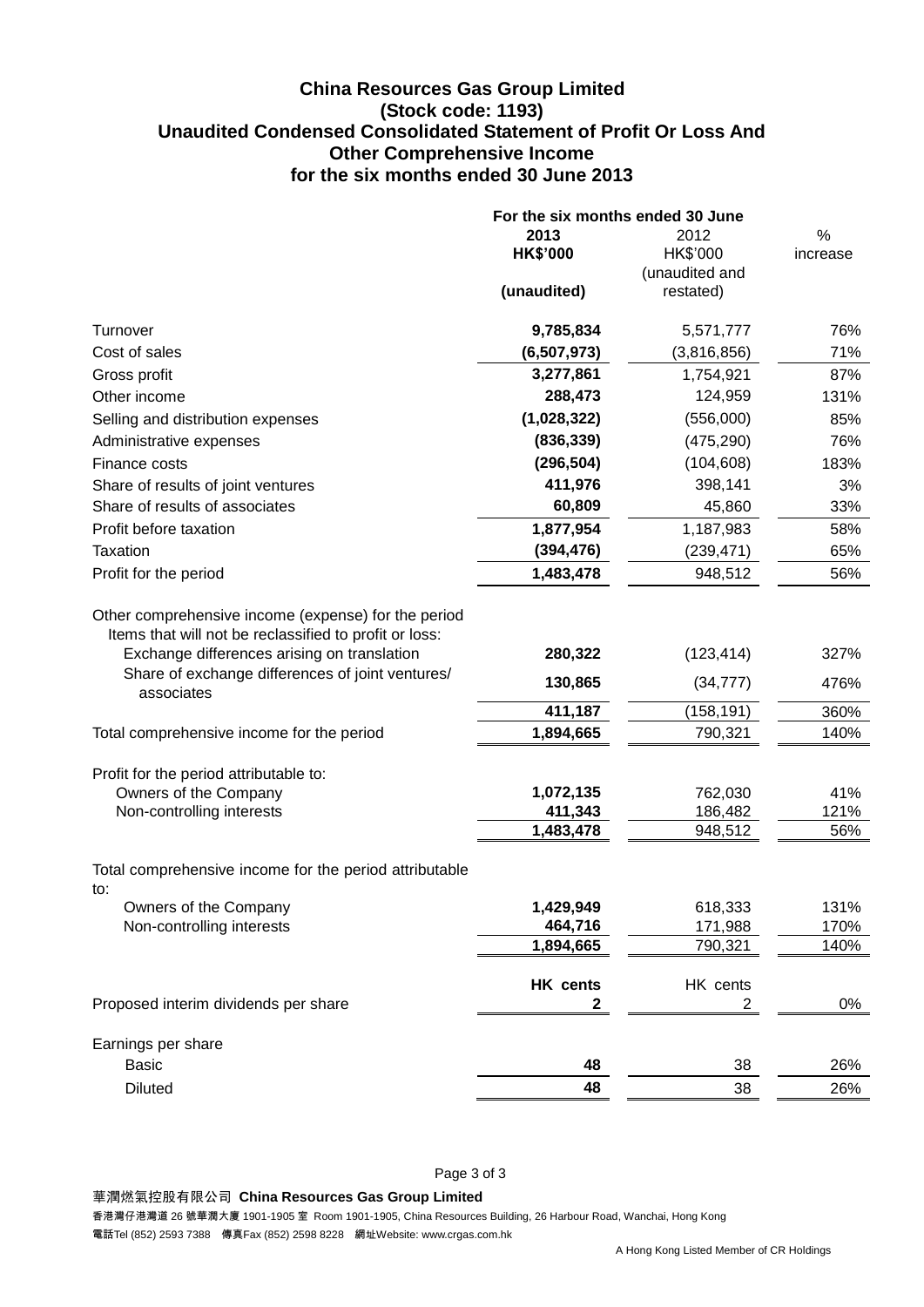# China Resources Gas Group Limited
# (Stock code: 1193)
# Unaudited Condensed Consolidated Statement of Profit Or Loss And Other Comprehensive Income
# for the six months ended 30 June 2013

| | For the six months ended 30 June | | |
|---|---|---|---|
| | **2013** | 2012 | % |
| | **HK$'000** | HK$'000 | increase |
| | **(unaudited)** | (unaudited and restated) | |
| Turnover | **9,785,834** | 5,571,777 | 76% |
| Cost of sales | **(6,507,973)** | (3,816,856) | 71% |
| Gross profit | **3,277,861** | 1,754,921 | 87% |
| Other income | **288,473** | 124,959 | 131% |
| Selling and distribution expenses | **(1,028,322)** | (556,000) | 85% |
| Administrative expenses | **(836,339)** | (475,290) | 76% |
| Finance costs | **(296,504)** | (104,608) | 183% |
| Share of results of joint ventures | **411,976** | 398,141 | 3% |
| Share of results of associates | **60,809** | 45,860 | 33% |
| Profit before taxation | **1,877,954** | 1,187,983 | 58% |
| Taxation | **(394,476)** | (239,471) | 65% |
| Profit for the period | **1,483,478** | 948,512 | 56% |
| Other comprehensive income (expense) for the period | | | |
| Items that will not be reclassified to profit or loss: | | | |
| Exchange differences arising on translation | **280,322** | (123,414) | 327% |
| Share of exchange differences of joint ventures/ associates | **130,865** | (34,777) | 476% |
| | **411,187** | (158,191) | 360% |
| Total comprehensive income for the period | **1,894,665** | 790,321 | 140% |
| Profit for the period attributable to: | | | |
| Owners of the Company | **1,072,135** | 762,030 | 41% |
| Non-controlling interests | **411,343** | 186,482 | 121% |
| | **1,483,478** | 948,512 | 56% |
| Total comprehensive income for the period attributable to: | | | |
| Owners of the Company | **1,429,949** | 618,333 | 131% |
| Non-controlling interests | **464,716** | 171,988 | 170% |
| | **1,894,665** | 790,321 | 140% |
| | **HK cents** | HK cents | |
| Proposed interim dividends per share | **2** | 2 | 0% |
| Earnings per share | | | |
| Basic | **48** | 38 | 26% |
| Diluted | **48** | 38 | 26% |

華潤燃氣控股有限公司 **China Resources Gas Group Limited**

香港灣仔港灣道 26 號華潤大廈 1901-1905 室 Room 1901-1905, China Resources Building, 26 Harbour Road, Wanchai, Hong Kong

電話Tel (852) 2593 7388 傳真Fax (852) 2598 8228 網址Website: www.crgas.com.hk

A Hong Kong Listed Member of CR Holdings